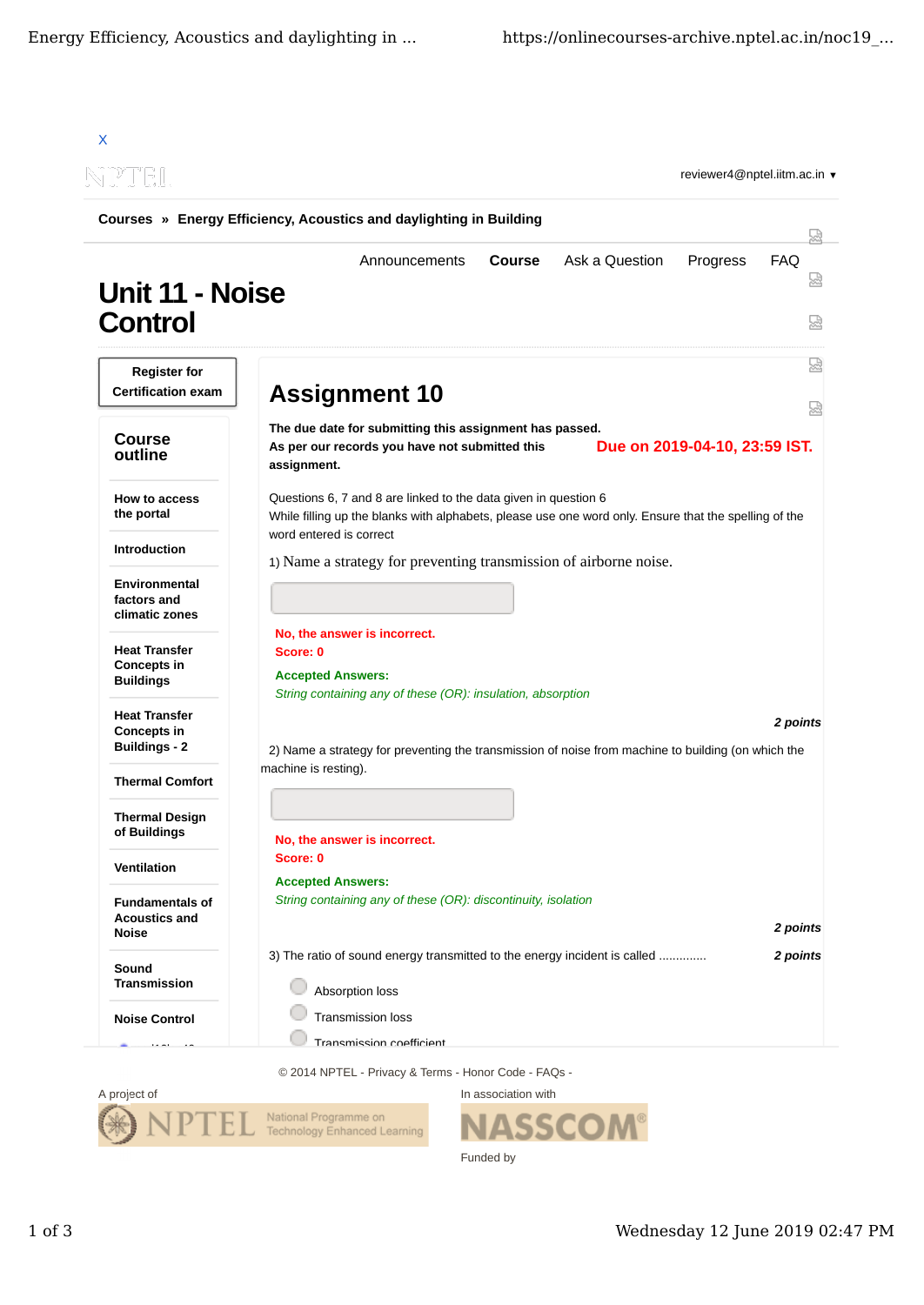X

reviewer4@nptel.iitm.ac.in ▼

Courses » Energy Efficiency, Acoustics and daylighting in Building

Announcements Course Ask a Question Progress FAQ

# Unit 11 - Noise Control

Register for Certification exam

**Course outline**

- How to access the portal
- Introduction
- Environmental factors and climatic zones
- Heat Transfer Concepts in Buildings
- Heat Transfer Concepts in Buildings - 2
- Thermal Comfort
- Thermal Design of Buildings
- Ventilation
- Fundamentals of Acoustics and Noise
- Sound Transmission
- Noise Control

## Assignment 10

**The due date for submitting this assignment has passed.**
**As per our records you have not submitted this assignment.**

**Due on 2019-04-10, 23:59 IST.**

Questions 6, 7 and 8 are linked to the data given in question 6
While filling up the blanks with alphabets, please use one word only. Ensure that the spelling of the word entered is correct

1) Name a strategy for preventing transmission of airborne noise.

**No, the answer is incorrect.**
**Score: 0**

**Accepted Answers:**
*String containing any of these (OR): insulation, absorption*

***2 points***

2) Name a strategy for preventing the transmission of noise from machine to building (on which the machine is resting).

**No, the answer is incorrect.**
**Score: 0**

**Accepted Answers:**
*String containing any of these (OR): discontinuity, isolation*

***2 points***

3) The ratio of sound energy transmitted to the energy incident is called .............

***2 points***

- Absorption loss
- Transmission loss
- Transmission coefficient

© 2014 NPTEL - Privacy & Terms - Honor Code - FAQs -

A project of

In association with

Funded by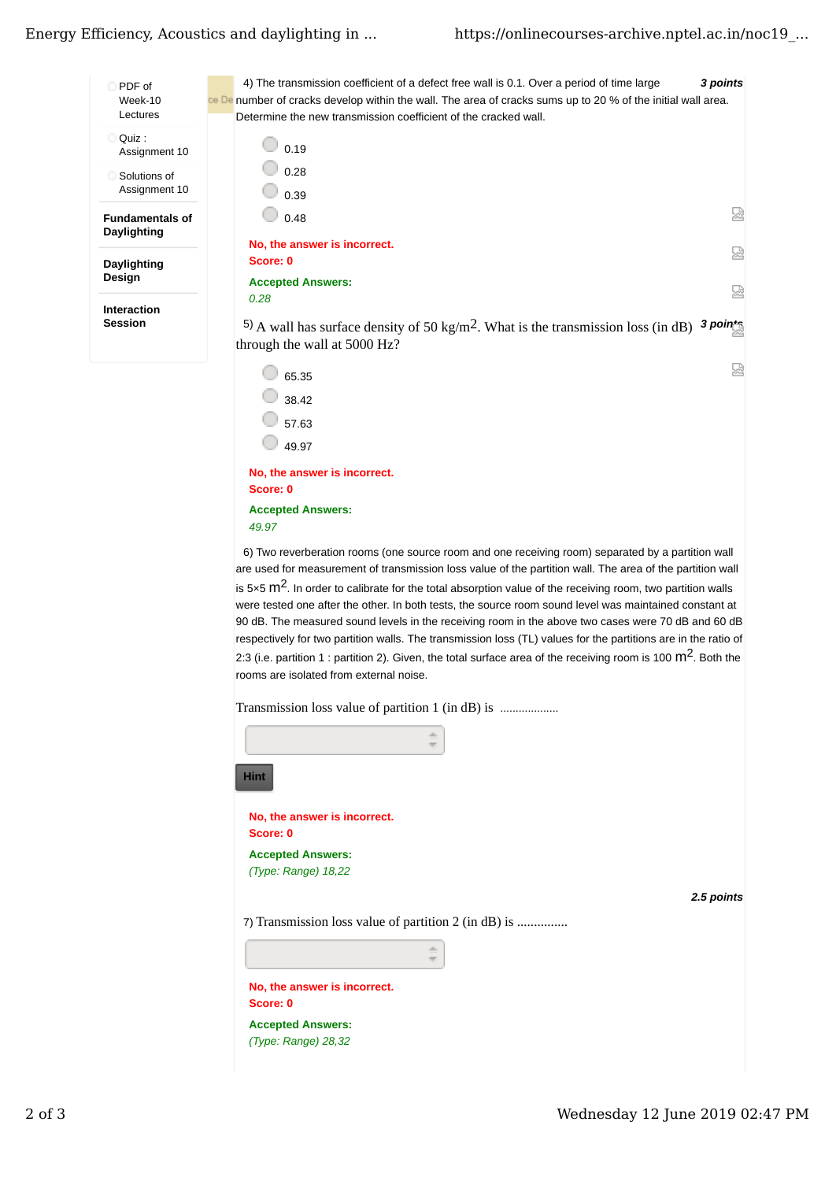- PDF of Week-10 Lectures
- Quiz : Assignment 10
- Solutions of Assignment 10

**Fundamentals of Daylighting**

**Daylighting Design**

**Interaction Session**

4) The transmission coefficient of a defect free wall is 0.1. Over a period of time large number of cracks develop within the wall. The area of cracks sums up to 20 % of the initial wall area. Determine the new transmission coefficient of the cracked wall. ***3 points***

- 0.19
- 0.28
- 0.39
- 0.48

**No, the answer is incorrect.**
**Score: 0**

**Accepted Answers:**
*0.28*

5) A wall has surface density of 50 kg/m$^2$. What is the transmission loss (in dB) through the wall at 5000 Hz? ***3 points***

- 65.35
- 38.42
- 57.63
- 49.97

**No, the answer is incorrect.**
**Score: 0**

**Accepted Answers:**
*49.97*

6) Two reverberation rooms (one source room and one receiving room) separated by a partition wall are used for measurement of transmission loss value of the partition wall. The area of the partition wall is 5×5 m$^2$. In order to calibrate for the total absorption value of the receiving room, two partition walls were tested one after the other. In both tests, the source room sound level was maintained constant at 90 dB. The measured sound levels in the receiving room in the above two cases were 70 dB and 60 dB respectively for two partition walls. The transmission loss (TL) values for the partitions are in the ratio of 2:3 (i.e. partition 1 : partition 2). Given, the total surface area of the receiving room is 100 m$^2$. Both the rooms are isolated from external noise.

Transmission loss value of partition 1 (in dB) is ..................

Hint

**No, the answer is incorrect.**
**Score: 0**

**Accepted Answers:**
*(Type: Range) 18,22*

***2.5 points***

7) Transmission loss value of partition 2 (in dB) is ..............

**No, the answer is incorrect.**
**Score: 0**

**Accepted Answers:**
*(Type: Range) 28,32*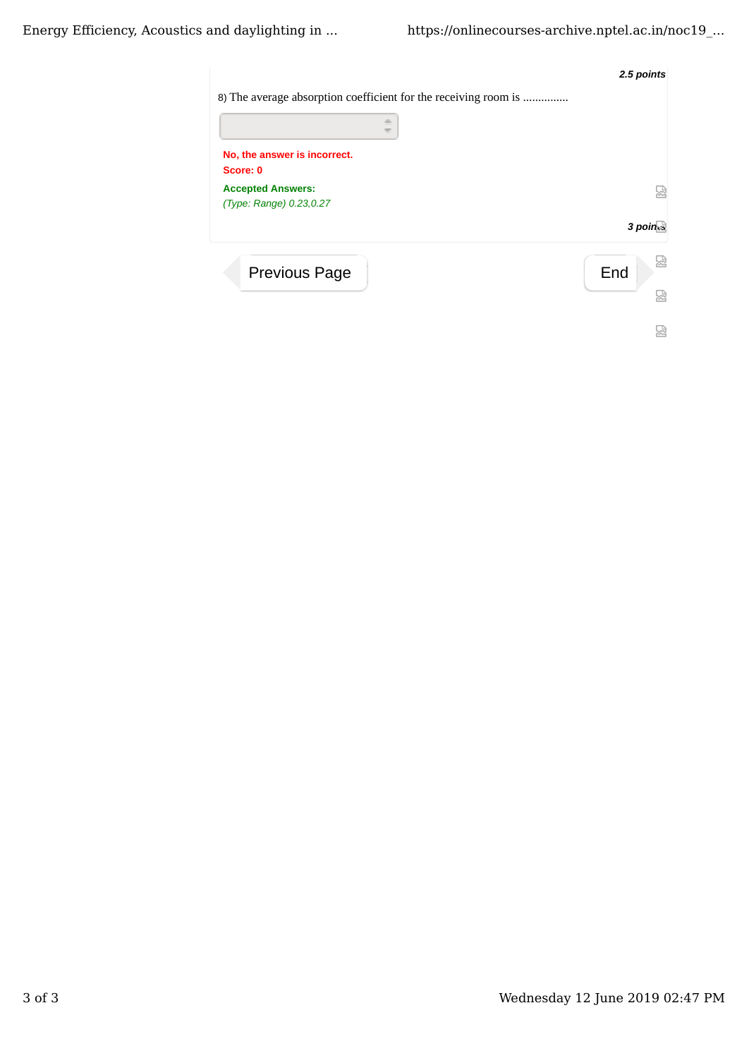2.5 points

8) The average absorption coefficient for the receiving room is ...............

No, the answer is incorrect.
Score: 0

Accepted Answers:
*(Type: Range) 0.23,0.27*

3 points

Previous Page

End